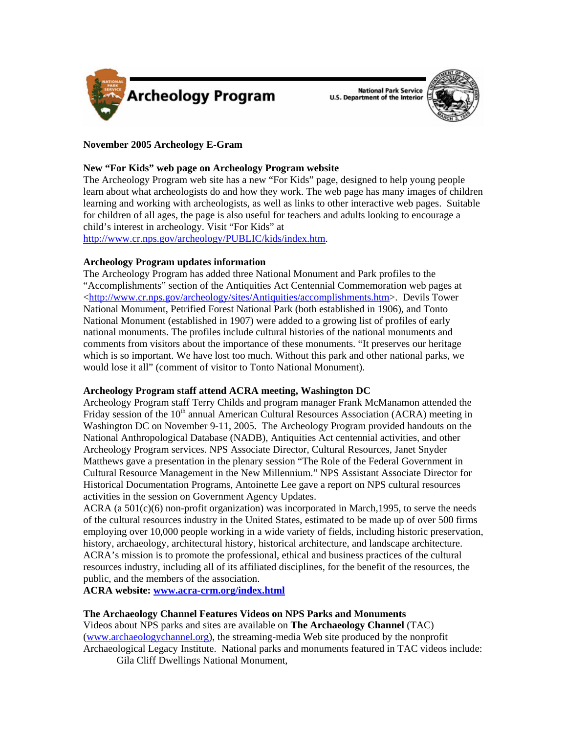Archeology Program

National Park Service
U.S. Department of the Interior

**November 2005 Archeology E-Gram**

**New "For Kids" web page on Archeology Program website**
The Archeology Program web site has a new "For Kids" page, designed to help young people learn about what archeologists do and how they work. The web page has many images of children learning and working with archeologists, as well as links to other interactive web pages. Suitable for children of all ages, the page is also useful for teachers and adults looking to encourage a child's interest in archeology. Visit "For Kids" at http://www.cr.nps.gov/archeology/PUBLIC/kids/index.htm.

**Archeology Program updates information**
The Archeology Program has added three National Monument and Park profiles to the "Accomplishments" section of the Antiquities Act Centennial Commemoration web pages at <http://www.cr.nps.gov/archeology/sites/Antiquities/accomplishments.htm>. Devils Tower National Monument, Petrified Forest National Park (both established in 1906), and Tonto National Monument (established in 1907) were added to a growing list of profiles of early national monuments. The profiles include cultural histories of the national monuments and comments from visitors about the importance of these monuments. "It preserves our heritage which is so important. We have lost too much. Without this park and other national parks, we would lose it all" (comment of visitor to Tonto National Monument).

**Archeology Program staff attend ACRA meeting, Washington DC**
Archeology Program staff Terry Childs and program manager Frank McManamon attended the Friday session of the 10th annual American Cultural Resources Association (ACRA) meeting in Washington DC on November 9-11, 2005. The Archeology Program provided handouts on the National Anthropological Database (NADB), Antiquities Act centennial activities, and other Archeology Program services. NPS Associate Director, Cultural Resources, Janet Snyder Matthews gave a presentation in the plenary session "The Role of the Federal Government in Cultural Resource Management in the New Millennium." NPS Assistant Associate Director for Historical Documentation Programs, Antoinette Lee gave a report on NPS cultural resources activities in the session on Government Agency Updates.
ACRA (a 501(c)(6) non-profit organization) was incorporated in March,1995, to serve the needs of the cultural resources industry in the United States, estimated to be made up of over 500 firms employing over 10,000 people working in a wide variety of fields, including historic preservation, history, archaeology, architectural history, historical architecture, and landscape architecture. ACRA's mission is to promote the professional, ethical and business practices of the cultural resources industry, including all of its affiliated disciplines, for the benefit of the resources, the public, and the members of the association.
**ACRA website: www.acra-crm.org/index.html**

**The Archaeology Channel Features Videos on NPS Parks and Monuments**
Videos about NPS parks and sites are available on **The Archaeology Channel** (TAC) (www.archaeologychannel.org), the streaming-media Web site produced by the nonprofit Archaeological Legacy Institute. National parks and monuments featured in TAC videos include:

Gila Cliff Dwellings National Monument,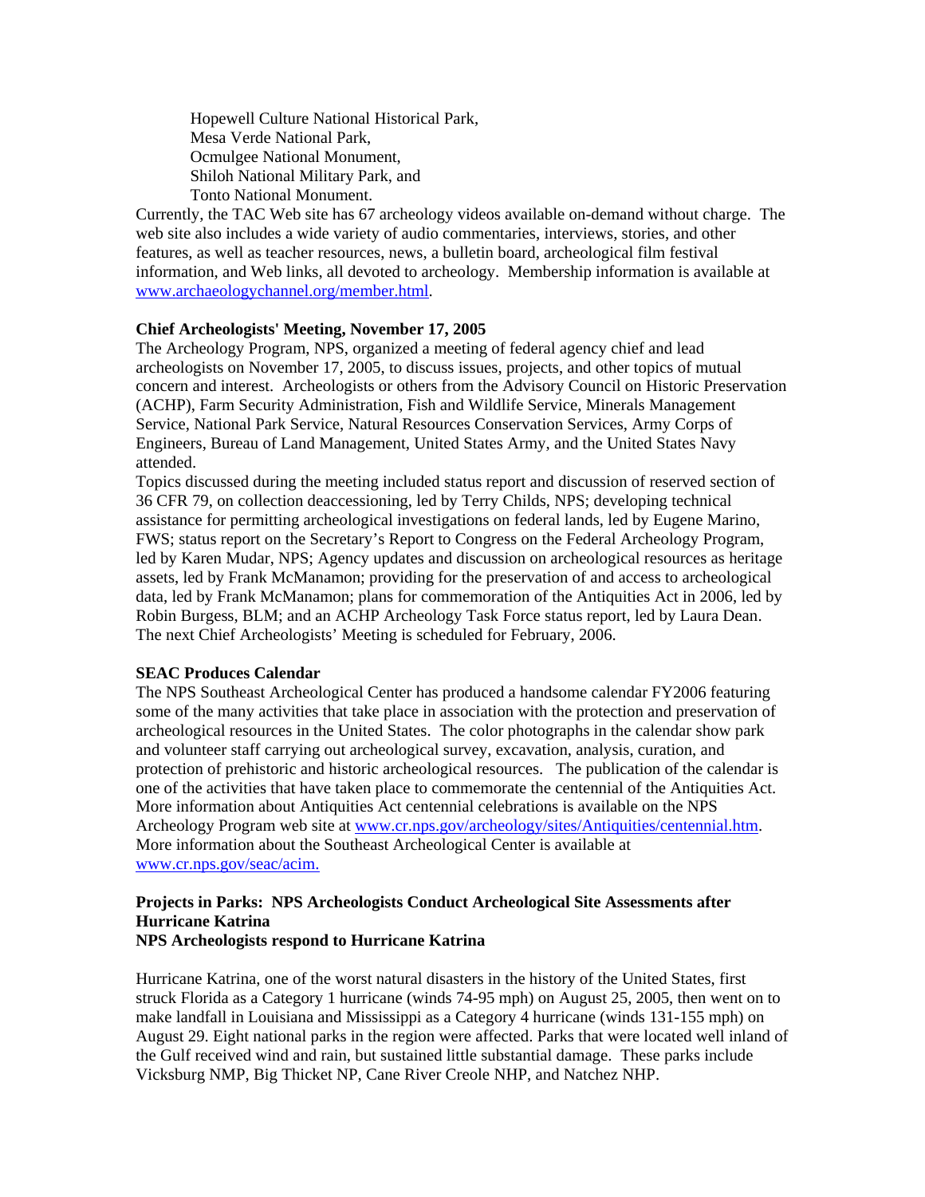Hopewell Culture National Historical Park,  
Mesa Verde National Park,  
Ocmulgee National Monument,  
Shiloh National Military Park, and  
Tonto National Monument.

Currently, the TAC Web site has 67 archeology videos available on-demand without charge. The web site also includes a wide variety of audio commentaries, interviews, stories, and other features, as well as teacher resources, news, a bulletin board, archeological film festival information, and Web links, all devoted to archeology. Membership information is available at [www.archaeologychannel.org/member.html](www.archaeologychannel.org/member.html).

**Chief Archeologists' Meeting, November 17, 2005**

The Archeology Program, NPS, organized a meeting of federal agency chief and lead archeologists on November 17, 2005, to discuss issues, projects, and other topics of mutual concern and interest. Archeologists or others from the Advisory Council on Historic Preservation (ACHP), Farm Security Administration, Fish and Wildlife Service, Minerals Management Service, National Park Service, Natural Resources Conservation Services, Army Corps of Engineers, Bureau of Land Management, United States Army, and the United States Navy attended.

Topics discussed during the meeting included status report and discussion of reserved section of 36 CFR 79, on collection deaccessioning, led by Terry Childs, NPS; developing technical assistance for permitting archeological investigations on federal lands, led by Eugene Marino, FWS; status report on the Secretary's Report to Congress on the Federal Archeology Program, led by Karen Mudar, NPS; Agency updates and discussion on archeological resources as heritage assets, led by Frank McManamon; providing for the preservation of and access to archeological data, led by Frank McManamon; plans for commemoration of the Antiquities Act in 2006, led by Robin Burgess, BLM; and an ACHP Archeology Task Force status report, led by Laura Dean. The next Chief Archeologists' Meeting is scheduled for February, 2006.

**SEAC Produces Calendar**

The NPS Southeast Archeological Center has produced a handsome calendar FY2006 featuring some of the many activities that take place in association with the protection and preservation of archeological resources in the United States. The color photographs in the calendar show park and volunteer staff carrying out archeological survey, excavation, analysis, curation, and protection of prehistoric and historic archeological resources. The publication of the calendar is one of the activities that have taken place to commemorate the centennial of the Antiquities Act. More information about Antiquities Act centennial celebrations is available on the NPS Archeology Program web site at [www.cr.nps.gov/archeology/sites/Antiquities/centennial.htm](www.cr.nps.gov/archeology/sites/Antiquities/centennial.htm). More information about the Southeast Archeological Center is available at [www.cr.nps.gov/seac/acim.](www.cr.nps.gov/seac/acim.)

**Projects in Parks: NPS Archeologists Conduct Archeological Site Assessments after Hurricane Katrina**  
**NPS Archeologists respond to Hurricane Katrina**

Hurricane Katrina, one of the worst natural disasters in the history of the United States, first struck Florida as a Category 1 hurricane (winds 74-95 mph) on August 25, 2005, then went on to make landfall in Louisiana and Mississippi as a Category 4 hurricane (winds 131-155 mph) on August 29. Eight national parks in the region were affected. Parks that were located well inland of the Gulf received wind and rain, but sustained little substantial damage. These parks include Vicksburg NMP, Big Thicket NP, Cane River Creole NHP, and Natchez NHP.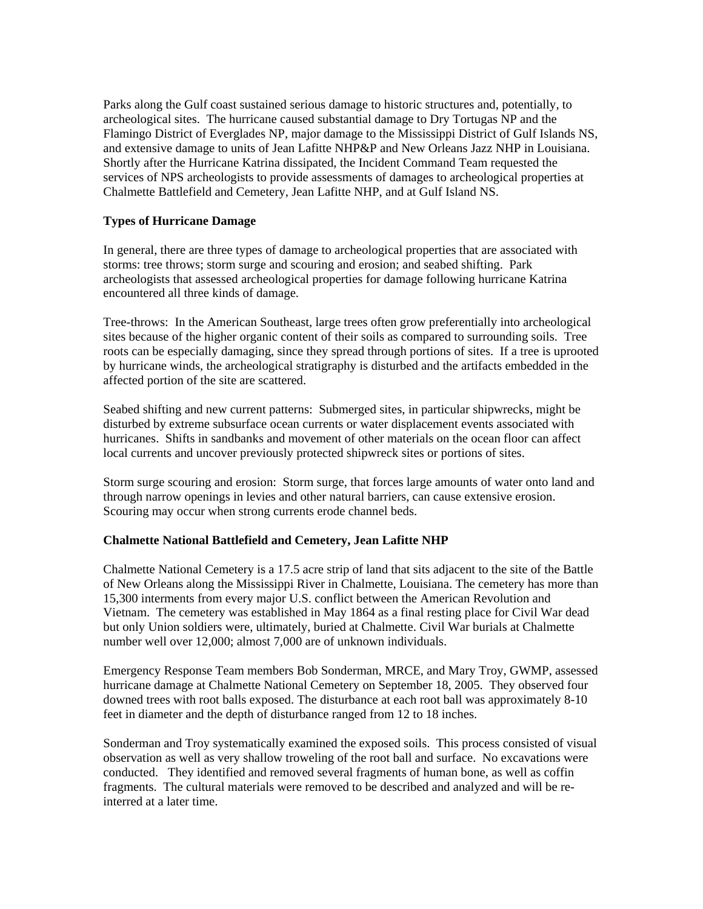Parks along the Gulf coast sustained serious damage to historic structures and, potentially, to archeological sites. The hurricane caused substantial damage to Dry Tortugas NP and the Flamingo District of Everglades NP, major damage to the Mississippi District of Gulf Islands NS, and extensive damage to units of Jean Lafitte NHP&P and New Orleans Jazz NHP in Louisiana. Shortly after the Hurricane Katrina dissipated, the Incident Command Team requested the services of NPS archeologists to provide assessments of damages to archeological properties at Chalmette Battlefield and Cemetery, Jean Lafitte NHP, and at Gulf Island NS.

**Types of Hurricane Damage**

In general, there are three types of damage to archeological properties that are associated with storms: tree throws; storm surge and scouring and erosion; and seabed shifting. Park archeologists that assessed archeological properties for damage following hurricane Katrina encountered all three kinds of damage.

Tree-throws: In the American Southeast, large trees often grow preferentially into archeological sites because of the higher organic content of their soils as compared to surrounding soils. Tree roots can be especially damaging, since they spread through portions of sites. If a tree is uprooted by hurricane winds, the archeological stratigraphy is disturbed and the artifacts embedded in the affected portion of the site are scattered.

Seabed shifting and new current patterns: Submerged sites, in particular shipwrecks, might be disturbed by extreme subsurface ocean currents or water displacement events associated with hurricanes. Shifts in sandbanks and movement of other materials on the ocean floor can affect local currents and uncover previously protected shipwreck sites or portions of sites.

Storm surge scouring and erosion: Storm surge, that forces large amounts of water onto land and through narrow openings in levies and other natural barriers, can cause extensive erosion. Scouring may occur when strong currents erode channel beds.

**Chalmette National Battlefield and Cemetery, Jean Lafitte NHP**

Chalmette National Cemetery is a 17.5 acre strip of land that sits adjacent to the site of the Battle of New Orleans along the Mississippi River in Chalmette, Louisiana. The cemetery has more than 15,300 interments from every major U.S. conflict between the American Revolution and Vietnam. The cemetery was established in May 1864 as a final resting place for Civil War dead but only Union soldiers were, ultimately, buried at Chalmette. Civil War burials at Chalmette number well over 12,000; almost 7,000 are of unknown individuals.

Emergency Response Team members Bob Sonderman, MRCE, and Mary Troy, GWMP, assessed hurricane damage at Chalmette National Cemetery on September 18, 2005. They observed four downed trees with root balls exposed. The disturbance at each root ball was approximately 8-10 feet in diameter and the depth of disturbance ranged from 12 to 18 inches.

Sonderman and Troy systematically examined the exposed soils. This process consisted of visual observation as well as very shallow troweling of the root ball and surface. No excavations were conducted. They identified and removed several fragments of human bone, as well as coffin fragments. The cultural materials were removed to be described and analyzed and will be re-interred at a later time.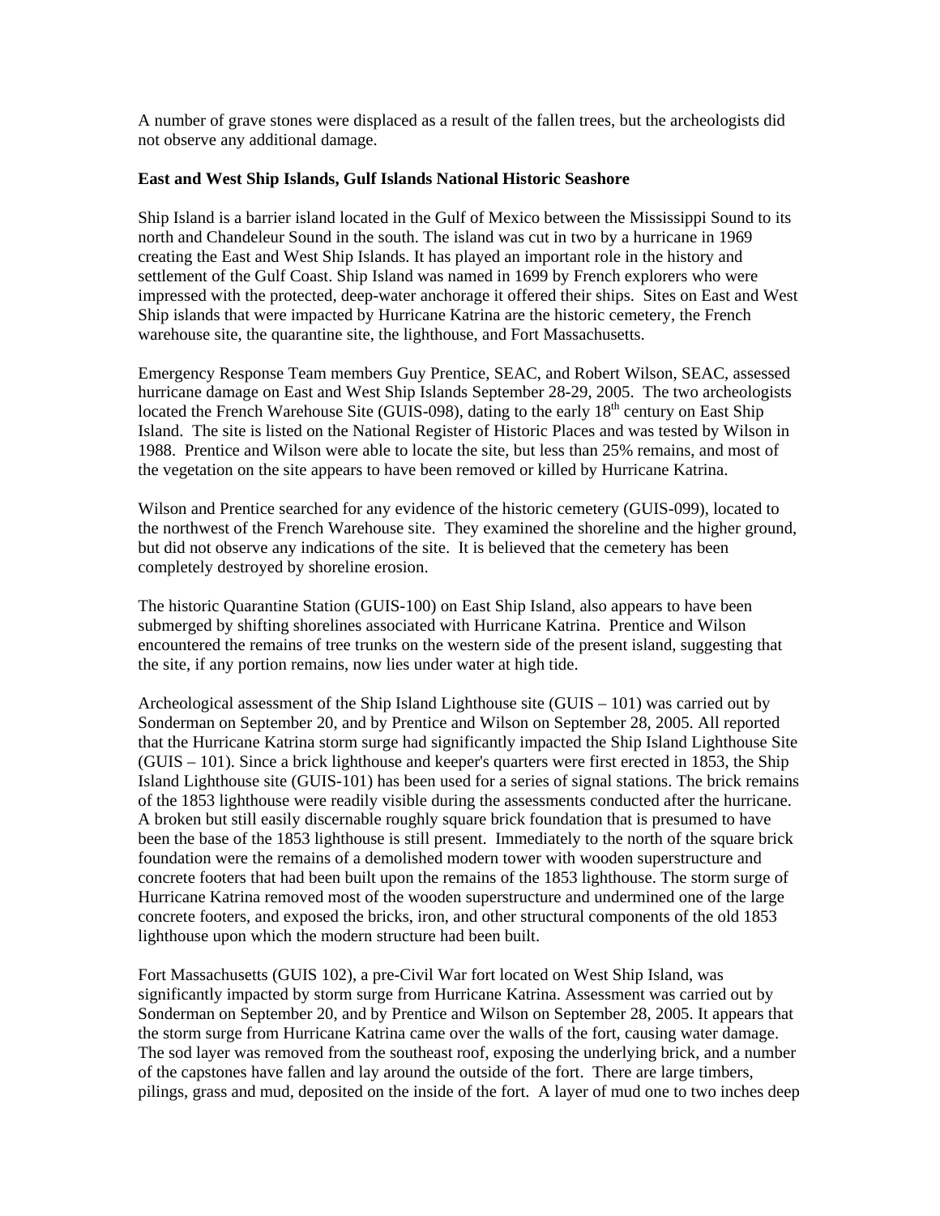A number of grave stones were displaced as a result of the fallen trees, but the archeologists did not observe any additional damage.

**East and West Ship Islands, Gulf Islands National Historic Seashore**

Ship Island is a barrier island located in the Gulf of Mexico between the Mississippi Sound to its north and Chandeleur Sound in the south. The island was cut in two by a hurricane in 1969 creating the East and West Ship Islands. It has played an important role in the history and settlement of the Gulf Coast. Ship Island was named in 1699 by French explorers who were impressed with the protected, deep-water anchorage it offered their ships. Sites on East and West Ship islands that were impacted by Hurricane Katrina are the historic cemetery, the French warehouse site, the quarantine site, the lighthouse, and Fort Massachusetts.

Emergency Response Team members Guy Prentice, SEAC, and Robert Wilson, SEAC, assessed hurricane damage on East and West Ship Islands September 28-29, 2005. The two archeologists located the French Warehouse Site (GUIS-098), dating to the early 18th century on East Ship Island. The site is listed on the National Register of Historic Places and was tested by Wilson in 1988. Prentice and Wilson were able to locate the site, but less than 25% remains, and most of the vegetation on the site appears to have been removed or killed by Hurricane Katrina.

Wilson and Prentice searched for any evidence of the historic cemetery (GUIS-099), located to the northwest of the French Warehouse site. They examined the shoreline and the higher ground, but did not observe any indications of the site. It is believed that the cemetery has been completely destroyed by shoreline erosion.

The historic Quarantine Station (GUIS-100) on East Ship Island, also appears to have been submerged by shifting shorelines associated with Hurricane Katrina. Prentice and Wilson encountered the remains of tree trunks on the western side of the present island, suggesting that the site, if any portion remains, now lies under water at high tide.

Archeological assessment of the Ship Island Lighthouse site (GUIS – 101) was carried out by Sonderman on September 20, and by Prentice and Wilson on September 28, 2005. All reported that the Hurricane Katrina storm surge had significantly impacted the Ship Island Lighthouse Site (GUIS – 101). Since a brick lighthouse and keeper's quarters were first erected in 1853, the Ship Island Lighthouse site (GUIS-101) has been used for a series of signal stations. The brick remains of the 1853 lighthouse were readily visible during the assessments conducted after the hurricane. A broken but still easily discernable roughly square brick foundation that is presumed to have been the base of the 1853 lighthouse is still present. Immediately to the north of the square brick foundation were the remains of a demolished modern tower with wooden superstructure and concrete footers that had been built upon the remains of the 1853 lighthouse. The storm surge of Hurricane Katrina removed most of the wooden superstructure and undermined one of the large concrete footers, and exposed the bricks, iron, and other structural components of the old 1853 lighthouse upon which the modern structure had been built.

Fort Massachusetts (GUIS 102), a pre-Civil War fort located on West Ship Island, was significantly impacted by storm surge from Hurricane Katrina. Assessment was carried out by Sonderman on September 20, and by Prentice and Wilson on September 28, 2005. It appears that the storm surge from Hurricane Katrina came over the walls of the fort, causing water damage. The sod layer was removed from the southeast roof, exposing the underlying brick, and a number of the capstones have fallen and lay around the outside of the fort. There are large timbers, pilings, grass and mud, deposited on the inside of the fort. A layer of mud one to two inches deep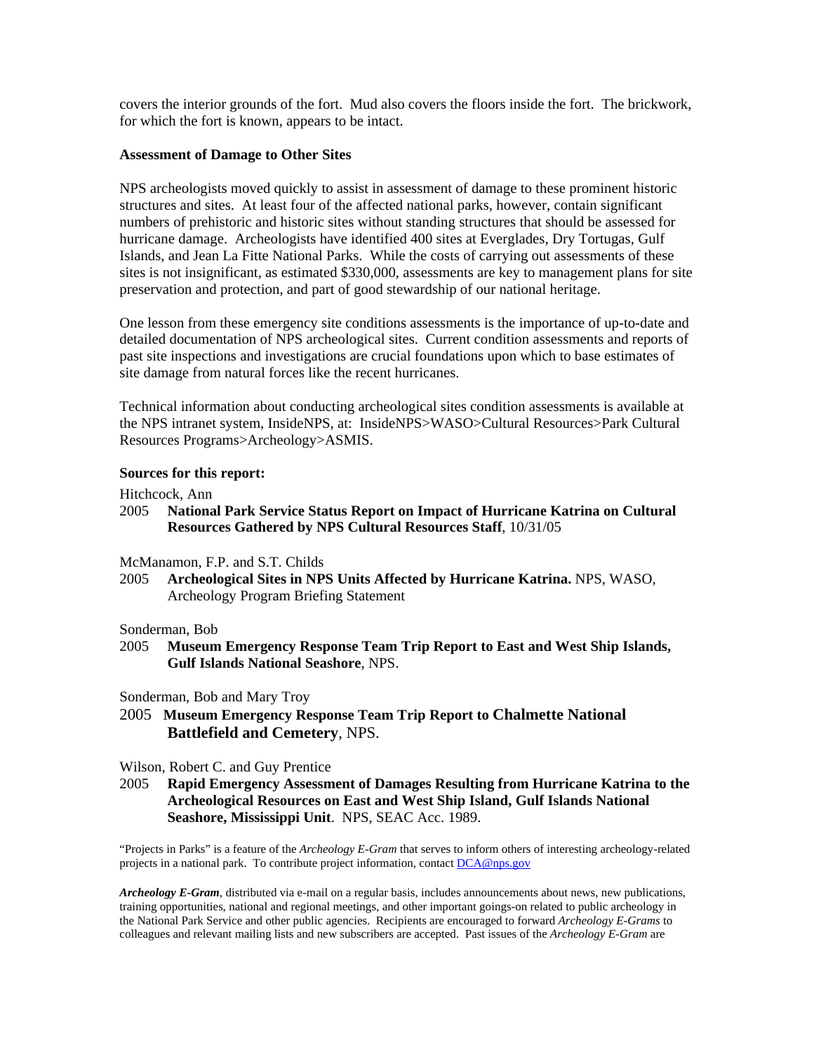covers the interior grounds of the fort. Mud also covers the floors inside the fort. The brickwork, for which the fort is known, appears to be intact.

**Assessment of Damage to Other Sites**

NPS archeologists moved quickly to assist in assessment of damage to these prominent historic structures and sites. At least four of the affected national parks, however, contain significant numbers of prehistoric and historic sites without standing structures that should be assessed for hurricane damage. Archeologists have identified 400 sites at Everglades, Dry Tortugas, Gulf Islands, and Jean La Fitte National Parks. While the costs of carrying out assessments of these sites is not insignificant, as estimated $330,000, assessments are key to management plans for site preservation and protection, and part of good stewardship of our national heritage.

One lesson from these emergency site conditions assessments is the importance of up-to-date and detailed documentation of NPS archeological sites. Current condition assessments and reports of past site inspections and investigations are crucial foundations upon which to base estimates of site damage from natural forces like the recent hurricanes.

Technical information about conducting archeological sites condition assessments is available at the NPS intranet system, InsideNPS, at: InsideNPS>WASO>Cultural Resources>Park Cultural Resources Programs>Archeology>ASMIS.

**Sources for this report:**

Hitchcock, Ann
2005 **National Park Service Status Report on Impact of Hurricane Katrina on Cultural Resources Gathered by NPS Cultural Resources Staff**, 10/31/05

McManamon, F.P. and S.T. Childs
2005 **Archeological Sites in NPS Units Affected by Hurricane Katrina.** NPS, WASO, Archeology Program Briefing Statement

Sonderman, Bob
2005 **Museum Emergency Response Team Trip Report to East and West Ship Islands, Gulf Islands National Seashore**, NPS.

Sonderman, Bob and Mary Troy
2005 **Museum Emergency Response Team Trip Report to Chalmette National Battlefield and Cemetery**, NPS.

Wilson, Robert C. and Guy Prentice
2005 **Rapid Emergency Assessment of Damages Resulting from Hurricane Katrina to the Archeological Resources on East and West Ship Island, Gulf Islands National Seashore, Mississippi Unit**. NPS, SEAC Acc. 1989.

"Projects in Parks" is a feature of the *Archeology E-Gram* that serves to inform others of interesting archeology-related projects in a national park. To contribute project information, contact DCA@nps.gov

***Archeology E-Gram***, distributed via e-mail on a regular basis, includes announcements about news, new publications, training opportunities, national and regional meetings, and other important goings-on related to public archeology in the National Park Service and other public agencies. Recipients are encouraged to forward *Archeology E-Grams* to colleagues and relevant mailing lists and new subscribers are accepted. Past issues of the *Archeology E-Gram* are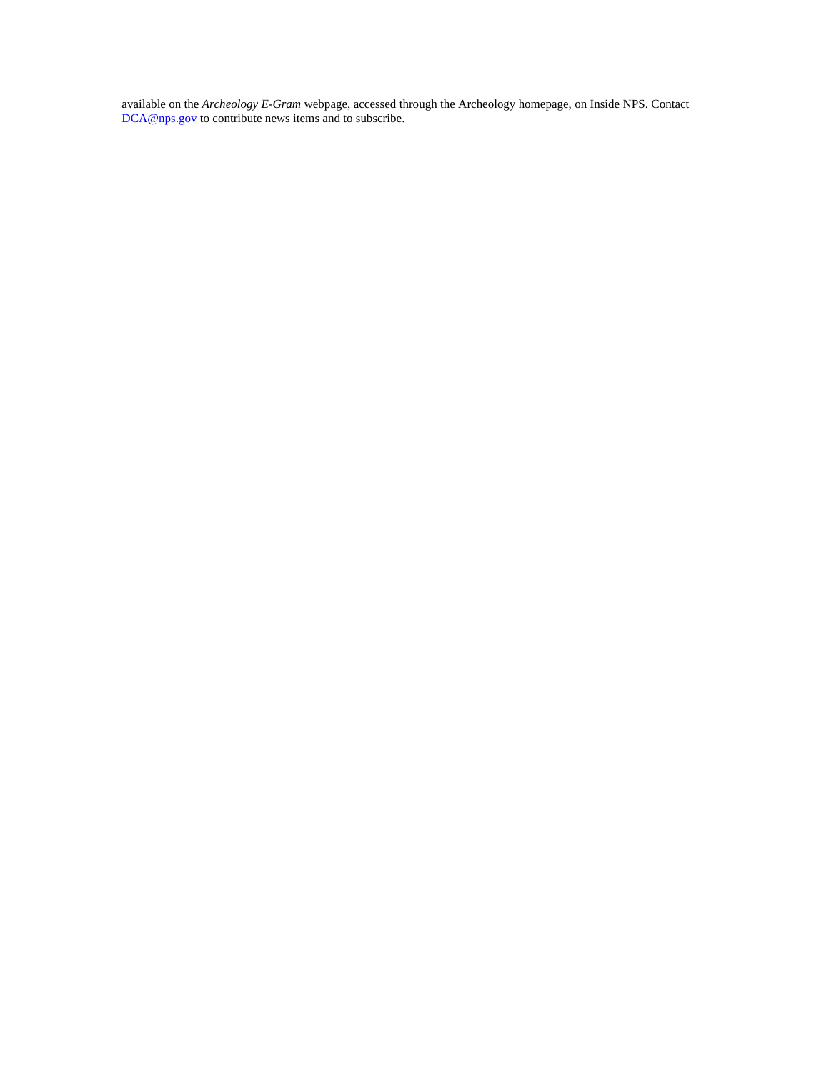available on the *Archeology E-Gram* webpage, accessed through the Archeology homepage, on Inside NPS. Contact DCA@nps.gov to contribute news items and to subscribe.